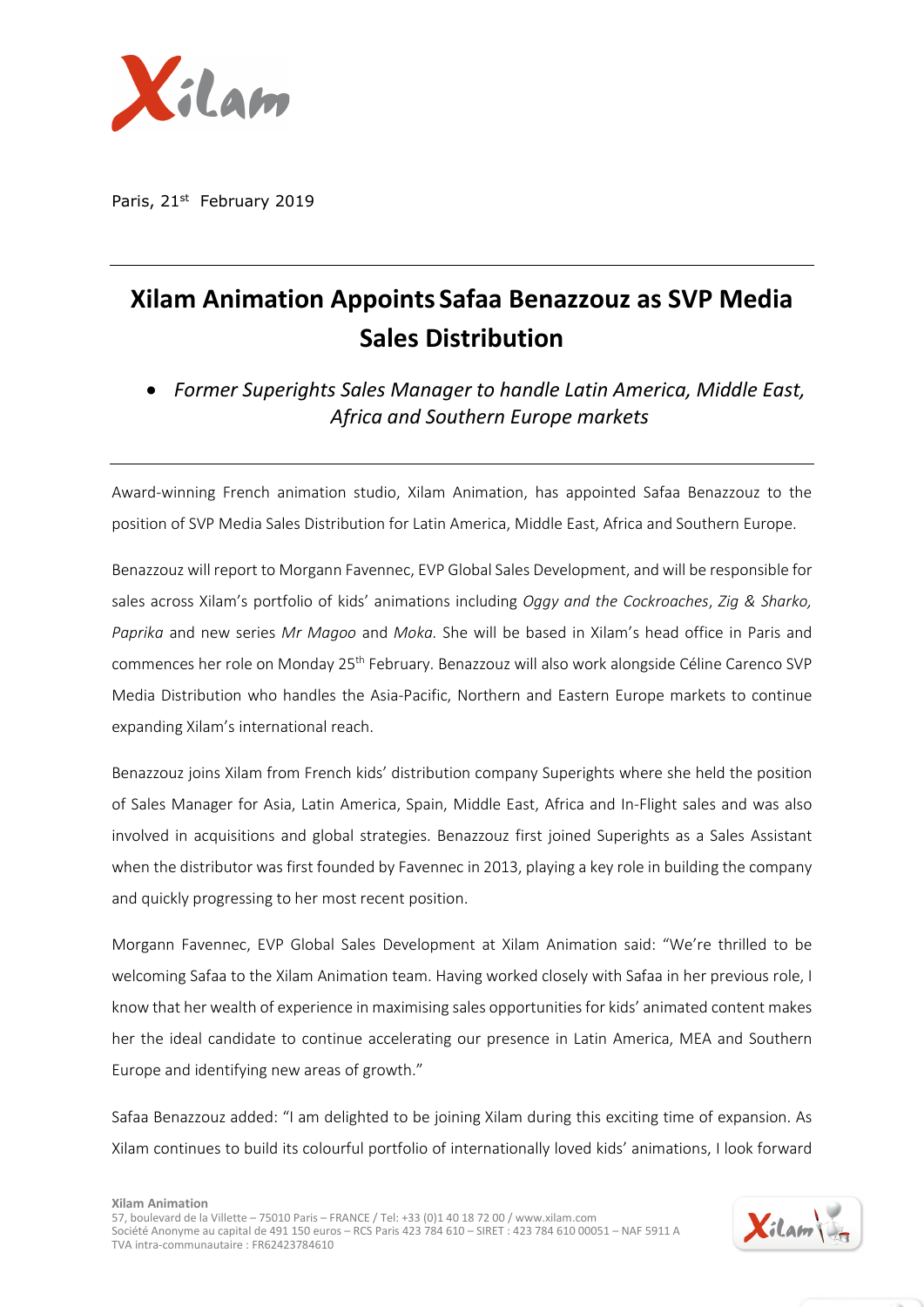Paris, 21st February 2019

# Xilam Animation Appoints Safaa Benazzouz as SVP Media Sales Distribution

- *Former Superights Sales Manager to handle Latin America, Middle East, Africa and Southern Europe markets*

Award-winning French animation studio, Xilam Animation, has appointed Safaa Benazzouz to the position of SVP Media Sales Distribution for Latin America, Middle East, Africa and Southern Europe.

Benazzouz will report to Morgann Favennec, EVP Global Sales Development, and will be responsible for sales across Xilam's portfolio of kids' animations including *Oggy and the Cockroaches*, *Zig & Sharko, Paprika* and new series *Mr Magoo* and *Moka.* She will be based in Xilam's head office in Paris and commences her role on Monday 25th February. Benazzouz will also work alongside Céline Carenco SVP Media Distribution who handles the Asia-Pacific, Northern and Eastern Europe markets to continue expanding Xilam's international reach.

Benazzouz joins Xilam from French kids' distribution company Superights where she held the position of Sales Manager for Asia, Latin America, Spain, Middle East, Africa and In-Flight sales and was also involved in acquisitions and global strategies. Benazzouz first joined Superights as a Sales Assistant when the distributor was first founded by Favennec in 2013, playing a key role in building the company and quickly progressing to her most recent position.

Morgann Favennec, EVP Global Sales Development at Xilam Animation said: "We're thrilled to be welcoming Safaa to the Xilam Animation team. Having worked closely with Safaa in her previous role, I know that her wealth of experience in maximising sales opportunities for kids' animated content makes her the ideal candidate to continue accelerating our presence in Latin America, MEA and Southern Europe and identifying new areas of growth."

Safaa Benazzouz added: "I am delighted to be joining Xilam during this exciting time of expansion. As Xilam continues to build its colourful portfolio of internationally loved kids' animations, I look forward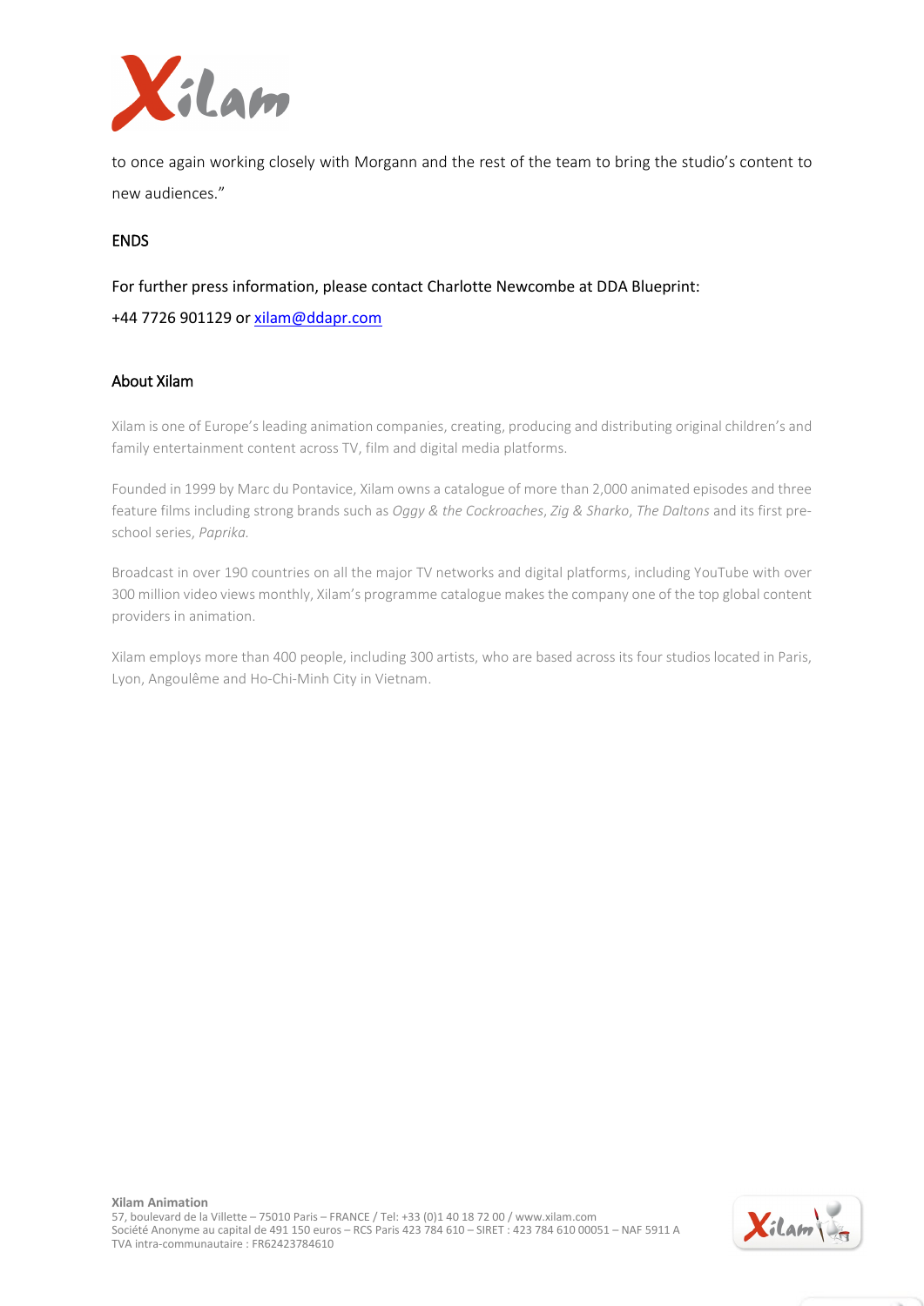to once again working closely with Morgann and the rest of the team to bring the studio's content to new audiences."

ENDS

For further press information, please contact Charlotte Newcombe at DDA Blueprint:

+44 7726 901129 or xilam@ddapr.com

## About Xilam

Xilam is one of Europe's leading animation companies, creating, producing and distributing original children's and family entertainment content across TV, film and digital media platforms.

Founded in 1999 by Marc du Pontavice, Xilam owns a catalogue of more than 2,000 animated episodes and three feature films including strong brands such as *Oggy & the Cockroaches*, *Zig & Sharko*, *The Daltons* and its first pre-school series, *Paprika.*

Broadcast in over 190 countries on all the major TV networks and digital platforms, including YouTube with over 300 million video views monthly, Xilam's programme catalogue makes the company one of the top global content providers in animation.

Xilam employs more than 400 people, including 300 artists, who are based across its four studios located in Paris, Lyon, Angoulême and Ho-Chi-Minh City in Vietnam.

**Xilam Animation**
57, boulevard de la Villette – 75010 Paris – FRANCE / Tel: +33 (0)1 40 18 72 00 / www.xilam.com
Société Anonyme au capital de 491 150 euros – RCS Paris 423 784 610 – SIRET : 423 784 610 00051 – NAF 5911 A
TVA intra-communautaire : FR62423784610